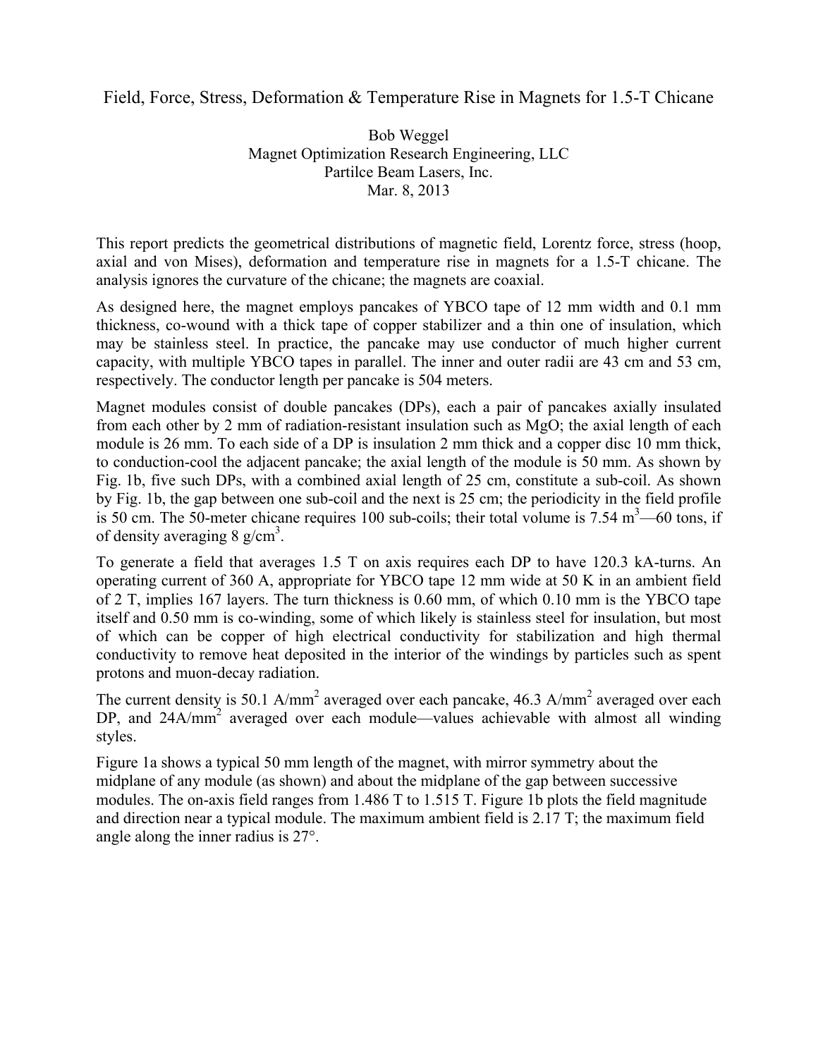# Field, Force, Stress, Deformation & Temperature Rise in Magnets for 1.5-T Chicane

Bob Weggel
Magnet Optimization Research Engineering, LLC
Partilce Beam Lasers, Inc.
Mar. 8, 2013

This report predicts the geometrical distributions of magnetic field, Lorentz force, stress (hoop, axial and von Mises), deformation and temperature rise in magnets for a 1.5-T chicane. The analysis ignores the curvature of the chicane; the magnets are coaxial.

As designed here, the magnet employs pancakes of YBCO tape of 12 mm width and 0.1 mm thickness, co-wound with a thick tape of copper stabilizer and a thin one of insulation, which may be stainless steel. In practice, the pancake may use conductor of much higher current capacity, with multiple YBCO tapes in parallel. The inner and outer radii are 43 cm and 53 cm, respectively. The conductor length per pancake is 504 meters.

Magnet modules consist of double pancakes (DPs), each a pair of pancakes axially insulated from each other by 2 mm of radiation-resistant insulation such as MgO; the axial length of each module is 26 mm. To each side of a DP is insulation 2 mm thick and a copper disc 10 mm thick, to conduction-cool the adjacent pancake; the axial length of the module is 50 mm. As shown by Fig. 1b, five such DPs, with a combined axial length of 25 cm, constitute a sub-coil. As shown by Fig. 1b, the gap between one sub-coil and the next is 25 cm; the periodicity in the field profile is 50 cm. The 50-meter chicane requires 100 sub-coils; their total volume is 7.54 m$^3$—60 tons, if of density averaging 8 g/cm$^3$.

To generate a field that averages 1.5 T on axis requires each DP to have 120.3 kA-turns. An operating current of 360 A, appropriate for YBCO tape 12 mm wide at 50 K in an ambient field of 2 T, implies 167 layers. The turn thickness is 0.60 mm, of which 0.10 mm is the YBCO tape itself and 0.50 mm is co-winding, some of which likely is stainless steel for insulation, but most of which can be copper of high electrical conductivity for stabilization and high thermal conductivity to remove heat deposited in the interior of the windings by particles such as spent protons and muon-decay radiation.

The current density is 50.1 A/mm$^2$ averaged over each pancake, 46.3 A/mm$^2$ averaged over each DP, and 24A/mm$^2$ averaged over each module—values achievable with almost all winding styles.

Figure 1a shows a typical 50 mm length of the magnet, with mirror symmetry about the midplane of any module (as shown) and about the midplane of the gap between successive modules. The on-axis field ranges from 1.486 T to 1.515 T. Figure 1b plots the field magnitude and direction near a typical module. The maximum ambient field is 2.17 T; the maximum field angle along the inner radius is 27°.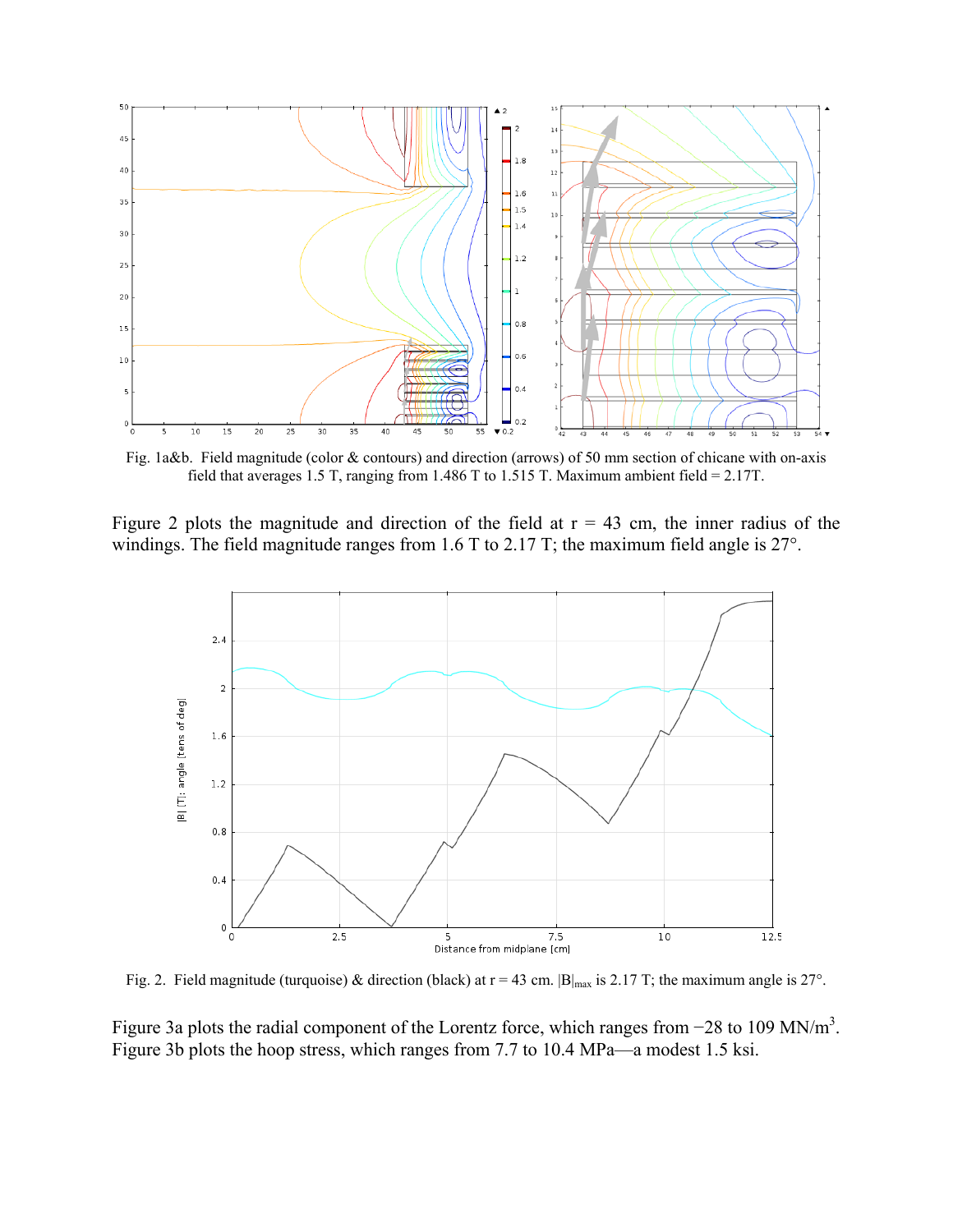Fig. 1a&b. Field magnitude (color & contours) and direction (arrows) of 50 mm section of chicane with on-axis field that averages 1.5 T, ranging from 1.486 T to 1.515 T. Maximum ambient field = 2.17T.

Figure 2 plots the magnitude and direction of the field at r = 43 cm, the inner radius of the windings. The field magnitude ranges from 1.6 T to 2.17 T; the maximum field angle is 27°.

Fig. 2. Field magnitude (turquoise) & direction (black) at r = 43 cm. $|B|_{max}$ is 2.17 T; the maximum angle is 27°.

Figure 3a plots the radial component of the Lorentz force, which ranges from −28 to 109 $MN/m^3$. Figure 3b plots the hoop stress, which ranges from 7.7 to 10.4 MPa—a modest 1.5 ksi.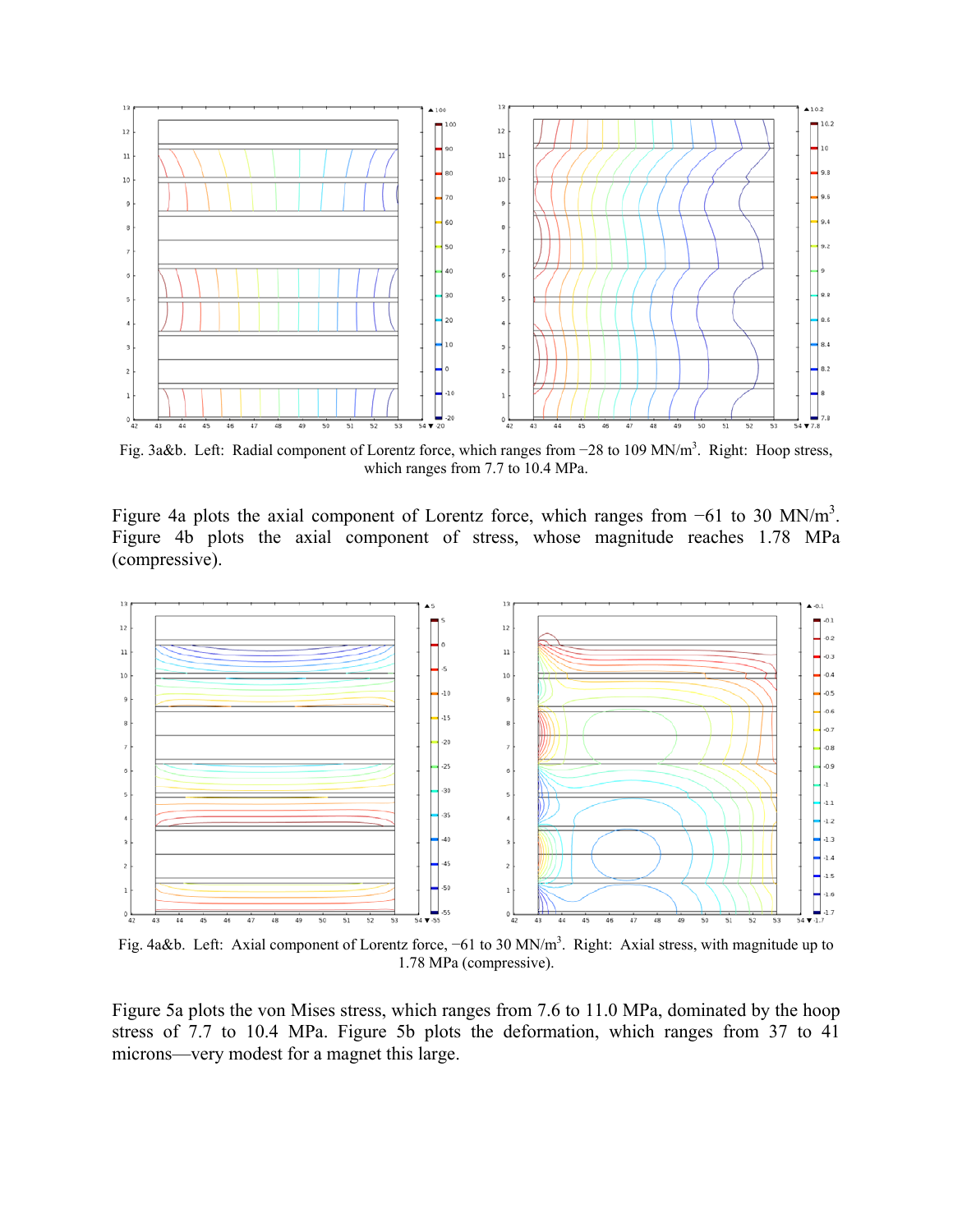Fig. 3a&b. Left: Radial component of Lorentz force, which ranges from −28 to 109 MN/m$^3$. Right: Hoop stress, which ranges from 7.7 to 10.4 MPa.

Figure 4a plots the axial component of Lorentz force, which ranges from −61 to 30 MN/m$^3$. Figure 4b plots the axial component of stress, whose magnitude reaches 1.78 MPa (compressive).

Fig. 4a&b. Left: Axial component of Lorentz force, −61 to 30 MN/m$^3$. Right: Axial stress, with magnitude up to 1.78 MPa (compressive).

Figure 5a plots the von Mises stress, which ranges from 7.6 to 11.0 MPa, dominated by the hoop stress of 7.7 to 10.4 MPa. Figure 5b plots the deformation, which ranges from 37 to 41 microns—very modest for a magnet this large.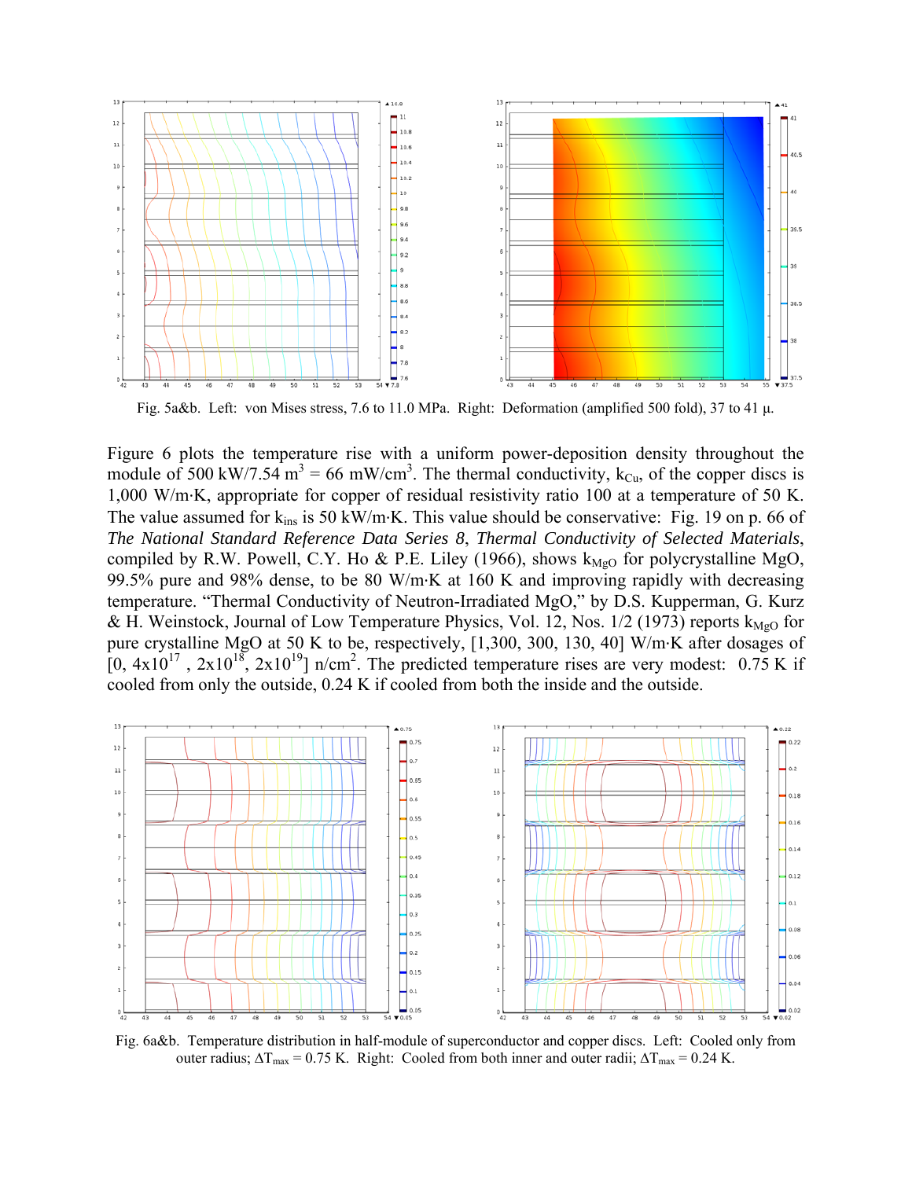Fig. 5a&b. Left: von Mises stress, 7.6 to 11.0 MPa. Right: Deformation (amplified 500 fold), 37 to 41 μ.

Figure 6 plots the temperature rise with a uniform power-deposition density throughout the module of 500 kW/7.54 $m^3$ = 66 mW/$cm^3$. The thermal conductivity, $k_{Cu}$, of the copper discs is 1,000 W/m·K, appropriate for copper of residual resistivity ratio 100 at a temperature of 50 K. The value assumed for $k_{ins}$ is 50 kW/m·K. This value should be conservative: Fig. 19 on p. 66 of *The National Standard Reference Data Series 8*, *Thermal Conductivity of Selected Materials*, compiled by R.W. Powell, C.Y. Ho & P.E. Liley (1966), shows $k_{MgO}$ for polycrystalline MgO, 99.5% pure and 98% dense, to be 80 W/m·K at 160 K and improving rapidly with decreasing temperature. "Thermal Conductivity of Neutron-Irradiated MgO," by D.S. Kupperman, G. Kurz & H. Weinstock, Journal of Low Temperature Physics, Vol. 12, Nos. 1/2 (1973) reports $k_{MgO}$ for pure crystalline MgO at 50 K to be, respectively, [1,300, 300, 130, 40] W/m·K after dosages of [0, $4\times10^{17}$ , $2\times10^{18}$, $2\times10^{19}$] n/$cm^2$. The predicted temperature rises are very modest: 0.75 K if cooled from only the outside, 0.24 K if cooled from both the inside and the outside.

Fig. 6a&b. Temperature distribution in half-module of superconductor and copper discs. Left: Cooled only from outer radius; $\Delta T_{max}$ = 0.75 K. Right: Cooled from both inner and outer radii; $\Delta T_{max}$ = 0.24 K.